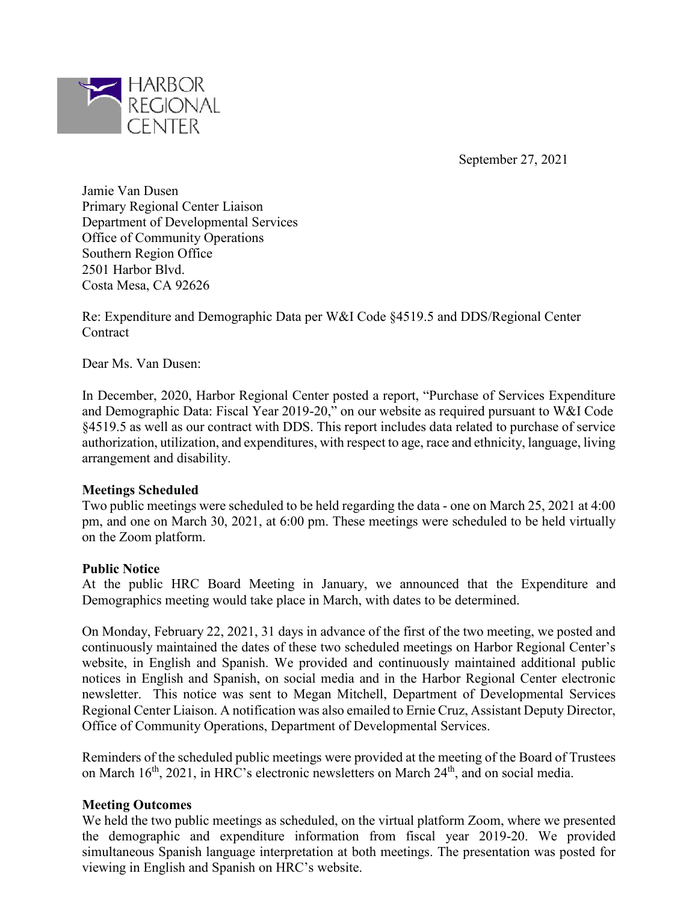HARBOR REGIONAL CENTER

September 27, 2021

Jamie Van Dusen
Primary Regional Center Liaison
Department of Developmental Services
Office of Community Operations
Southern Region Office
2501 Harbor Blvd.
Costa Mesa, CA 92626

Re: Expenditure and Demographic Data per W&I Code §4519.5 and DDS/Regional Center Contract

Dear Ms. Van Dusen:

In December, 2020, Harbor Regional Center posted a report, "Purchase of Services Expenditure and Demographic Data: Fiscal Year 2019-20," on our website as required pursuant to W&I Code §4519.5 as well as our contract with DDS. This report includes data related to purchase of service authorization, utilization, and expenditures, with respect to age, race and ethnicity, language, living arrangement and disability.

**Meetings Scheduled**

Two public meetings were scheduled to be held regarding the data - one on March 25, 2021 at 4:00 pm, and one on March 30, 2021, at 6:00 pm. These meetings were scheduled to be held virtually on the Zoom platform.

**Public Notice**

At the public HRC Board Meeting in January, we announced that the Expenditure and Demographics meeting would take place in March, with dates to be determined.

On Monday, February 22, 2021, 31 days in advance of the first of the two meeting, we posted and continuously maintained the dates of these two scheduled meetings on Harbor Regional Center's website, in English and Spanish. We provided and continuously maintained additional public notices in English and Spanish, on social media and in the Harbor Regional Center electronic newsletter. This notice was sent to Megan Mitchell, Department of Developmental Services Regional Center Liaison. A notification was also emailed to Ernie Cruz, Assistant Deputy Director, Office of Community Operations, Department of Developmental Services.

Reminders of the scheduled public meetings were provided at the meeting of the Board of Trustees on March 16th, 2021, in HRC's electronic newsletters on March 24th, and on social media.

**Meeting Outcomes**

We held the two public meetings as scheduled, on the virtual platform Zoom, where we presented the demographic and expenditure information from fiscal year 2019-20. We provided simultaneous Spanish language interpretation at both meetings. The presentation was posted for viewing in English and Spanish on HRC's website.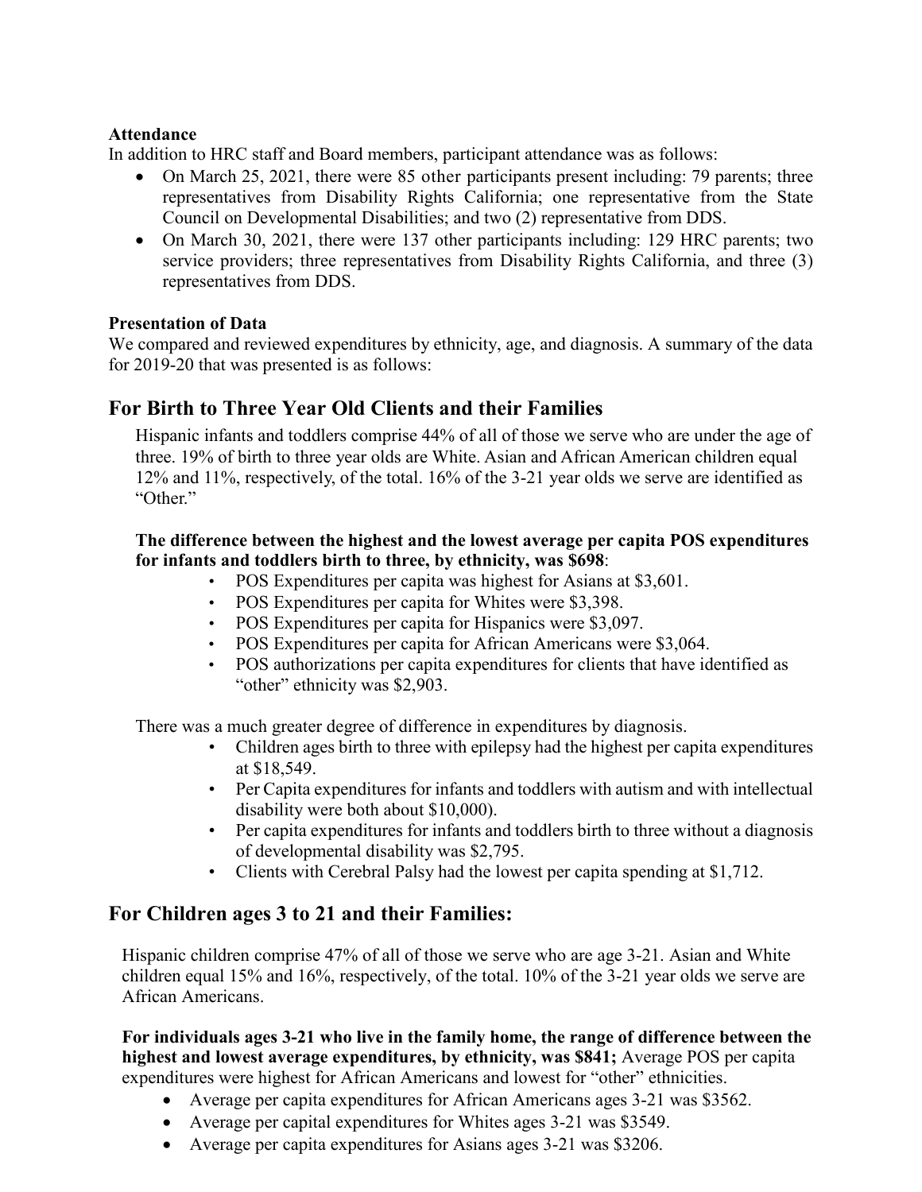**Attendance**

In addition to HRC staff and Board members, participant attendance was as follows:

- On March 25, 2021, there were 85 other participants present including: 79 parents; three representatives from Disability Rights California; one representative from the State Council on Developmental Disabilities; and two (2) representative from DDS.
- On March 30, 2021, there were 137 other participants including: 129 HRC parents; two service providers; three representatives from Disability Rights California, and three (3) representatives from DDS.

**Presentation of Data**

We compared and reviewed expenditures by ethnicity, age, and diagnosis. A summary of the data for 2019-20 that was presented is as follows:

## For Birth to Three Year Old Clients and their Families

Hispanic infants and toddlers comprise 44% of all of those we serve who are under the age of three. 19% of birth to three year olds are White. Asian and African American children equal 12% and 11%, respectively, of the total. 16% of the 3-21 year olds we serve are identified as "Other."

**The difference between the highest and the lowest average per capita POS expenditures for infants and toddlers birth to three, by ethnicity, was $698**:

- POS Expenditures per capita was highest for Asians at $3,601.
- POS Expenditures per capita for Whites were $3,398.
- POS Expenditures per capita for Hispanics were $3,097.
- POS Expenditures per capita for African Americans were $3,064.
- POS authorizations per capita expenditures for clients that have identified as "other" ethnicity was $2,903.

There was a much greater degree of difference in expenditures by diagnosis.

- Children ages birth to three with epilepsy had the highest per capita expenditures at $18,549.
- Per Capita expenditures for infants and toddlers with autism and with intellectual disability were both about $10,000).
- Per capita expenditures for infants and toddlers birth to three without a diagnosis of developmental disability was $2,795.
- Clients with Cerebral Palsy had the lowest per capita spending at $1,712.

## For Children ages 3 to 21 and their Families:

Hispanic children comprise 47% of all of those we serve who are age 3-21. Asian and White children equal 15% and 16%, respectively, of the total. 10% of the 3-21 year olds we serve are African Americans.

**For individuals ages 3-21 who live in the family home, the range of difference between the highest and lowest average expenditures, by ethnicity, was $841;** Average POS per capita expenditures were highest for African Americans and lowest for "other" ethnicities.

- Average per capita expenditures for African Americans ages 3-21 was $3562.
- Average per capital expenditures for Whites ages 3-21 was $3549.
- Average per capita expenditures for Asians ages 3-21 was $3206.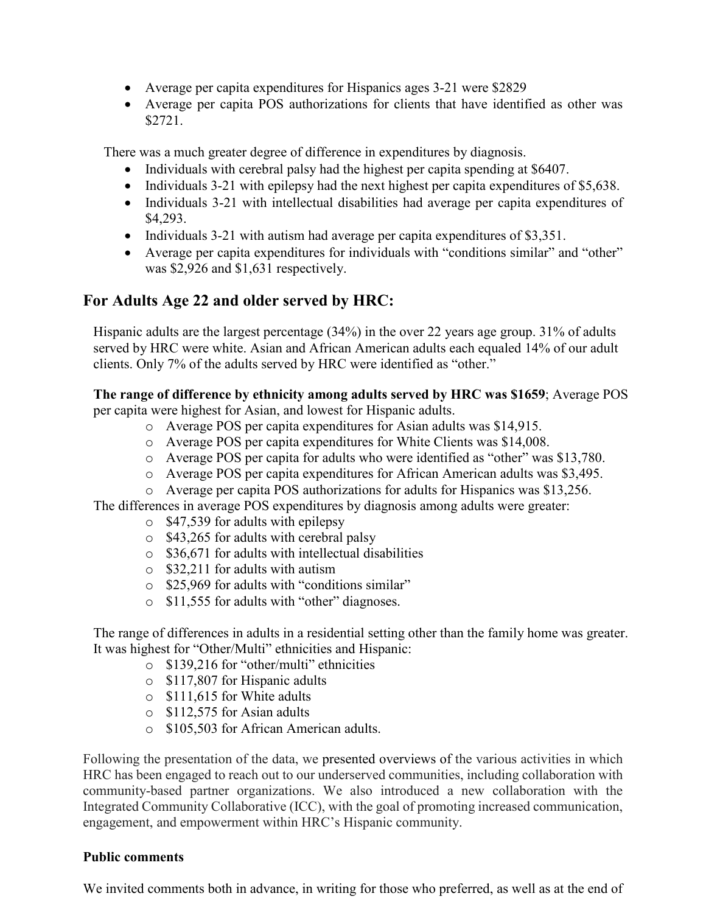- Average per capita expenditures for Hispanics ages 3-21 were $2829
- Average per capita POS authorizations for clients that have identified as other was $2721.

There was a much greater degree of difference in expenditures by diagnosis.

- Individuals with cerebral palsy had the highest per capita spending at $6407.
- Individuals 3-21 with epilepsy had the next highest per capita expenditures of $5,638.
- Individuals 3-21 with intellectual disabilities had average per capita expenditures of $4,293.
- Individuals 3-21 with autism had average per capita expenditures of $3,351.
- Average per capita expenditures for individuals with "conditions similar" and "other" was $2,926 and $1,631 respectively.

## For Adults Age 22 and older served by HRC:

Hispanic adults are the largest percentage (34%) in the over 22 years age group. 31% of adults served by HRC were white. Asian and African American adults each equaled 14% of our adult clients. Only 7% of the adults served by HRC were identified as "other."

**The range of difference by ethnicity among adults served by HRC was $1659**; Average POS per capita were highest for Asian, and lowest for Hispanic adults.

- Average POS per capita expenditures for Asian adults was $14,915.
- Average POS per capita expenditures for White Clients was $14,008.
- Average POS per capita for adults who were identified as "other" was $13,780.
- Average POS per capita expenditures for African American adults was $3,495.
- Average per capita POS authorizations for adults for Hispanics was $13,256.

The differences in average POS expenditures by diagnosis among adults were greater:

- $47,539 for adults with epilepsy
- $43,265 for adults with cerebral palsy
- $36,671 for adults with intellectual disabilities
- $32,211 for adults with autism
- $25,969 for adults with "conditions similar"
- $11,555 for adults with "other" diagnoses.

The range of differences in adults in a residential setting other than the family home was greater. It was highest for "Other/Multi" ethnicities and Hispanic:

- $139,216 for "other/multi" ethnicities
- $117,807 for Hispanic adults
- $111,615 for White adults
- $112,575 for Asian adults
- $105,503 for African American adults.

Following the presentation of the data, we presented overviews of the various activities in which HRC has been engaged to reach out to our underserved communities, including collaboration with community-based partner organizations. We also introduced a new collaboration with the Integrated Community Collaborative (ICC), with the goal of promoting increased communication, engagement, and empowerment within HRC's Hispanic community.

**Public comments**

We invited comments both in advance, in writing for those who preferred, as well as at the end of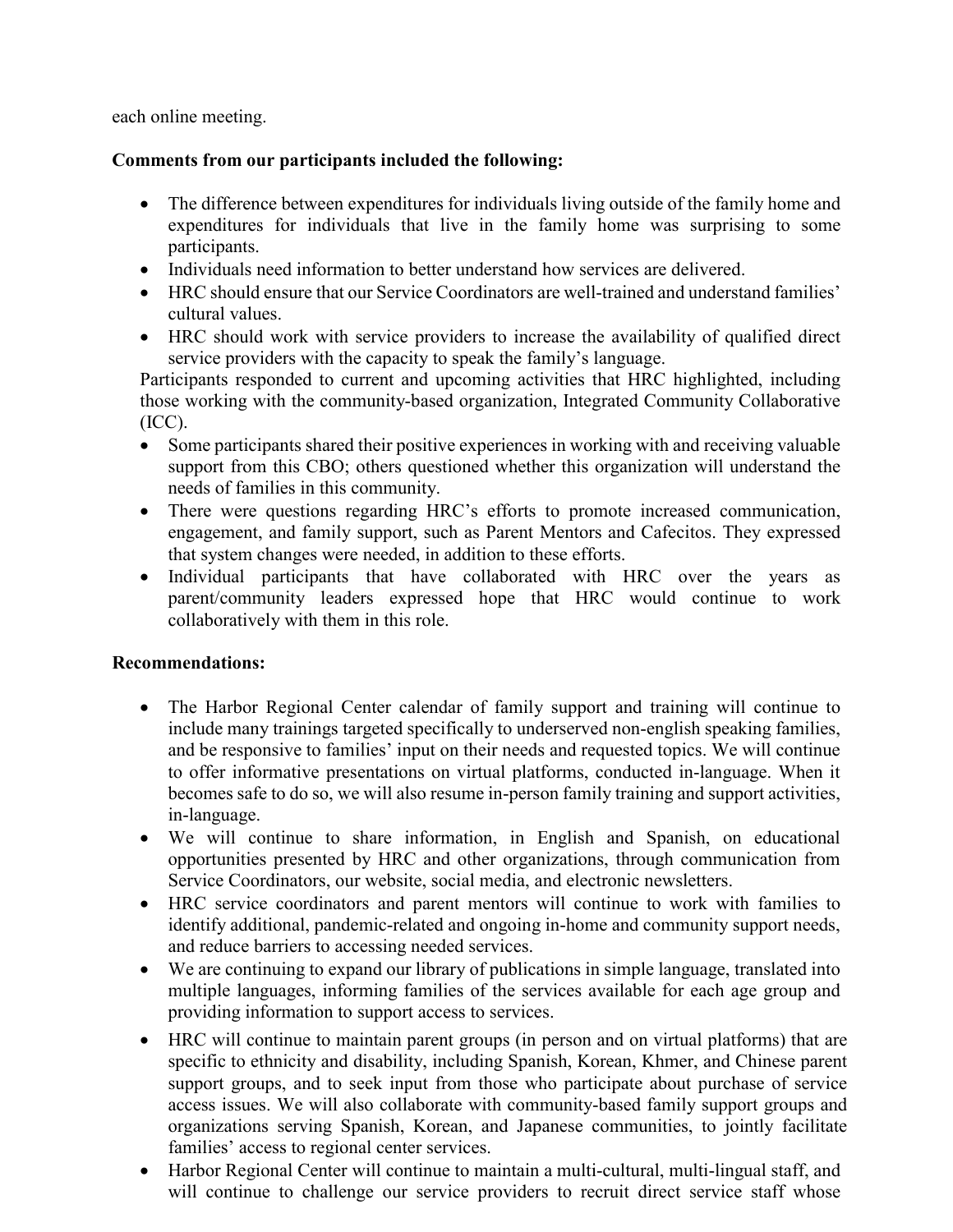each online meeting.

**Comments from our participants included the following:**

- The difference between expenditures for individuals living outside of the family home and expenditures for individuals that live in the family home was surprising to some participants.
- Individuals need information to better understand how services are delivered.
- HRC should ensure that our Service Coordinators are well-trained and understand families' cultural values.
- HRC should work with service providers to increase the availability of qualified direct service providers with the capacity to speak the family's language.

Participants responded to current and upcoming activities that HRC highlighted, including those working with the community-based organization, Integrated Community Collaborative (ICC).

- Some participants shared their positive experiences in working with and receiving valuable support from this CBO; others questioned whether this organization will understand the needs of families in this community.
- There were questions regarding HRC's efforts to promote increased communication, engagement, and family support, such as Parent Mentors and Cafecitos. They expressed that system changes were needed, in addition to these efforts.
- Individual participants that have collaborated with HRC over the years as parent/community leaders expressed hope that HRC would continue to work collaboratively with them in this role.

**Recommendations:**

- The Harbor Regional Center calendar of family support and training will continue to include many trainings targeted specifically to underserved non-english speaking families, and be responsive to families' input on their needs and requested topics. We will continue to offer informative presentations on virtual platforms, conducted in-language. When it becomes safe to do so, we will also resume in-person family training and support activities, in-language.
- We will continue to share information, in English and Spanish, on educational opportunities presented by HRC and other organizations, through communication from Service Coordinators, our website, social media, and electronic newsletters.
- HRC service coordinators and parent mentors will continue to work with families to identify additional, pandemic-related and ongoing in-home and community support needs, and reduce barriers to accessing needed services.
- We are continuing to expand our library of publications in simple language, translated into multiple languages, informing families of the services available for each age group and providing information to support access to services.
- HRC will continue to maintain parent groups (in person and on virtual platforms) that are specific to ethnicity and disability, including Spanish, Korean, Khmer, and Chinese parent support groups, and to seek input from those who participate about purchase of service access issues. We will also collaborate with community-based family support groups and organizations serving Spanish, Korean, and Japanese communities, to jointly facilitate families' access to regional center services.
- Harbor Regional Center will continue to maintain a multi-cultural, multi-lingual staff, and will continue to challenge our service providers to recruit direct service staff whose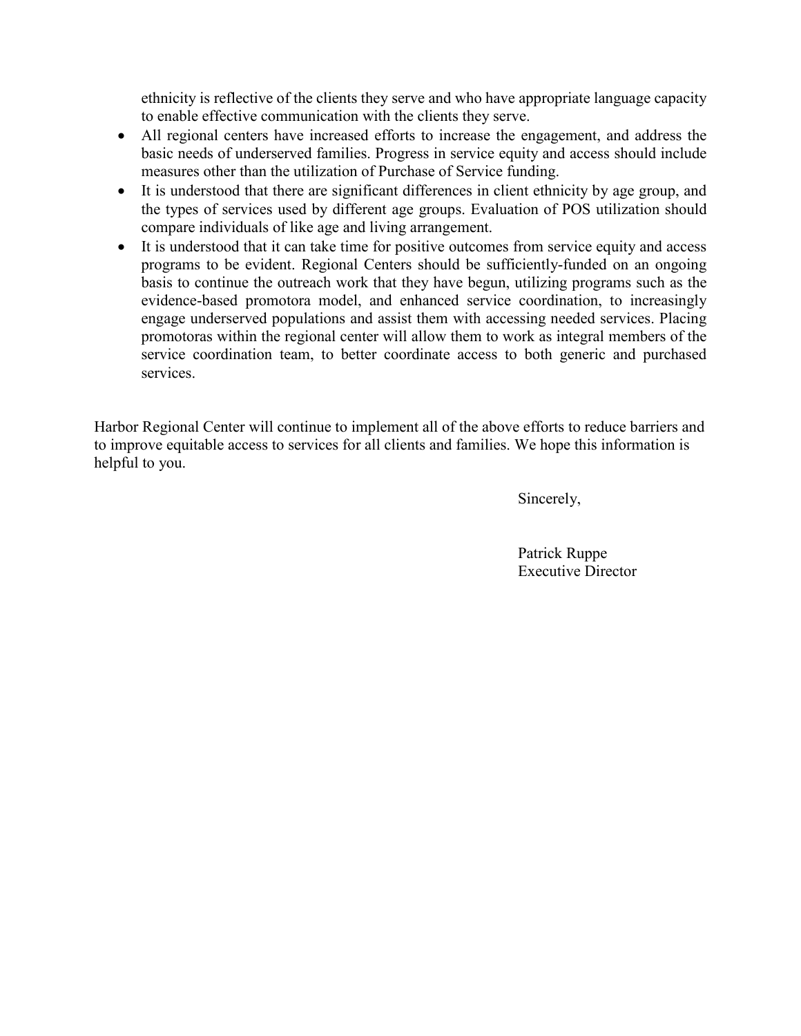ethnicity is reflective of the clients they serve and who have appropriate language capacity to enable effective communication with the clients they serve.

- All regional centers have increased efforts to increase the engagement, and address the basic needs of underserved families. Progress in service equity and access should include measures other than the utilization of Purchase of Service funding.
- It is understood that there are significant differences in client ethnicity by age group, and the types of services used by different age groups. Evaluation of POS utilization should compare individuals of like age and living arrangement.
- It is understood that it can take time for positive outcomes from service equity and access programs to be evident. Regional Centers should be sufficiently-funded on an ongoing basis to continue the outreach work that they have begun, utilizing programs such as the evidence-based promotora model, and enhanced service coordination, to increasingly engage underserved populations and assist them with accessing needed services. Placing promotoras within the regional center will allow them to work as integral members of the service coordination team, to better coordinate access to both generic and purchased services.

Harbor Regional Center will continue to implement all of the above efforts to reduce barriers and to improve equitable access to services for all clients and families. We hope this information is helpful to you.

Sincerely,

Patrick Ruppe
Executive Director